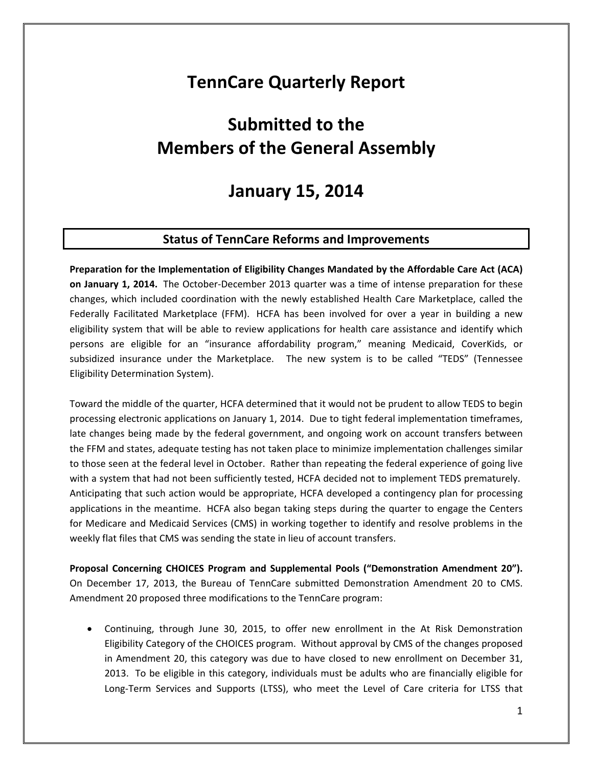# TennCare Quarterly Report

# Submitted to the Members of the General Assembly

# January 15, 2014

## Status of TennCare Reforms and Improvements

**Preparation for the Implementation of Eligibility Changes Mandated by the Affordable Care Act (ACA) on January 1, 2014.** The October-December 2013 quarter was a time of intense preparation for these changes, which included coordination with the newly established Health Care Marketplace, called the Federally Facilitated Marketplace (FFM). HCFA has been involved for over a year in building a new eligibility system that will be able to review applications for health care assistance and identify which persons are eligible for an "insurance affordability program," meaning Medicaid, CoverKids, or subsidized insurance under the Marketplace. The new system is to be called "TEDS" (Tennessee Eligibility Determination System).

Toward the middle of the quarter, HCFA determined that it would not be prudent to allow TEDS to begin processing electronic applications on January 1, 2014. Due to tight federal implementation timeframes, late changes being made by the federal government, and ongoing work on account transfers between the FFM and states, adequate testing has not taken place to minimize implementation challenges similar to those seen at the federal level in October. Rather than repeating the federal experience of going live with a system that had not been sufficiently tested, HCFA decided not to implement TEDS prematurely. Anticipating that such action would be appropriate, HCFA developed a contingency plan for processing applications in the meantime. HCFA also began taking steps during the quarter to engage the Centers for Medicare and Medicaid Services (CMS) in working together to identify and resolve problems in the weekly flat files that CMS was sending the state in lieu of account transfers.

**Proposal Concerning CHOICES Program and Supplemental Pools ("Demonstration Amendment 20").** On December 17, 2013, the Bureau of TennCare submitted Demonstration Amendment 20 to CMS. Amendment 20 proposed three modifications to the TennCare program:

- Continuing, through June 30, 2015, to offer new enrollment in the At Risk Demonstration Eligibility Category of the CHOICES program. Without approval by CMS of the changes proposed in Amendment 20, this category was due to have closed to new enrollment on December 31, 2013. To be eligible in this category, individuals must be adults who are financially eligible for Long-Term Services and Supports (LTSS), who meet the Level of Care criteria for LTSS that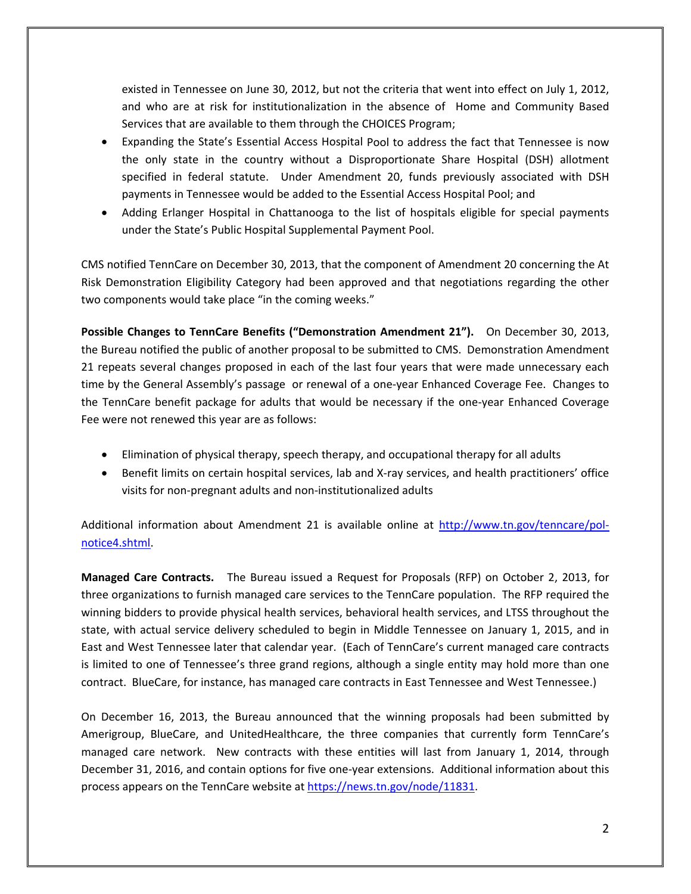existed in Tennessee on June 30, 2012, but not the criteria that went into effect on July 1, 2012, and who are at risk for institutionalization in the absence of Home and Community Based Services that are available to them through the CHOICES Program;

- Expanding the State's Essential Access Hospital Pool to address the fact that Tennessee is now the only state in the country without a Disproportionate Share Hospital (DSH) allotment specified in federal statute. Under Amendment 20, funds previously associated with DSH payments in Tennessee would be added to the Essential Access Hospital Pool; and
- Adding Erlanger Hospital in Chattanooga to the list of hospitals eligible for special payments under the State's Public Hospital Supplemental Payment Pool.

CMS notified TennCare on December 30, 2013, that the component of Amendment 20 concerning the At Risk Demonstration Eligibility Category had been approved and that negotiations regarding the other two components would take place "in the coming weeks."

**Possible Changes to TennCare Benefits ("Demonstration Amendment 21").** On December 30, 2013, the Bureau notified the public of another proposal to be submitted to CMS. Demonstration Amendment 21 repeats several changes proposed in each of the last four years that were made unnecessary each time by the General Assembly's passage or renewal of a one-year Enhanced Coverage Fee. Changes to the TennCare benefit package for adults that would be necessary if the one-year Enhanced Coverage Fee were not renewed this year are as follows:

- Elimination of physical therapy, speech therapy, and occupational therapy for all adults
- Benefit limits on certain hospital services, lab and X-ray services, and health practitioners' office visits for non-pregnant adults and non-institutionalized adults

Additional information about Amendment 21 is available online at http://www.tn.gov/tenncare/pol-notice4.shtml.

**Managed Care Contracts.** The Bureau issued a Request for Proposals (RFP) on October 2, 2013, for three organizations to furnish managed care services to the TennCare population. The RFP required the winning bidders to provide physical health services, behavioral health services, and LTSS throughout the state, with actual service delivery scheduled to begin in Middle Tennessee on January 1, 2015, and in East and West Tennessee later that calendar year. (Each of TennCare's current managed care contracts is limited to one of Tennessee's three grand regions, although a single entity may hold more than one contract. BlueCare, for instance, has managed care contracts in East Tennessee and West Tennessee.)

On December 16, 2013, the Bureau announced that the winning proposals had been submitted by Amerigroup, BlueCare, and UnitedHealthcare, the three companies that currently form TennCare's managed care network. New contracts with these entities will last from January 1, 2014, through December 31, 2016, and contain options for five one-year extensions. Additional information about this process appears on the TennCare website at https://news.tn.gov/node/11831.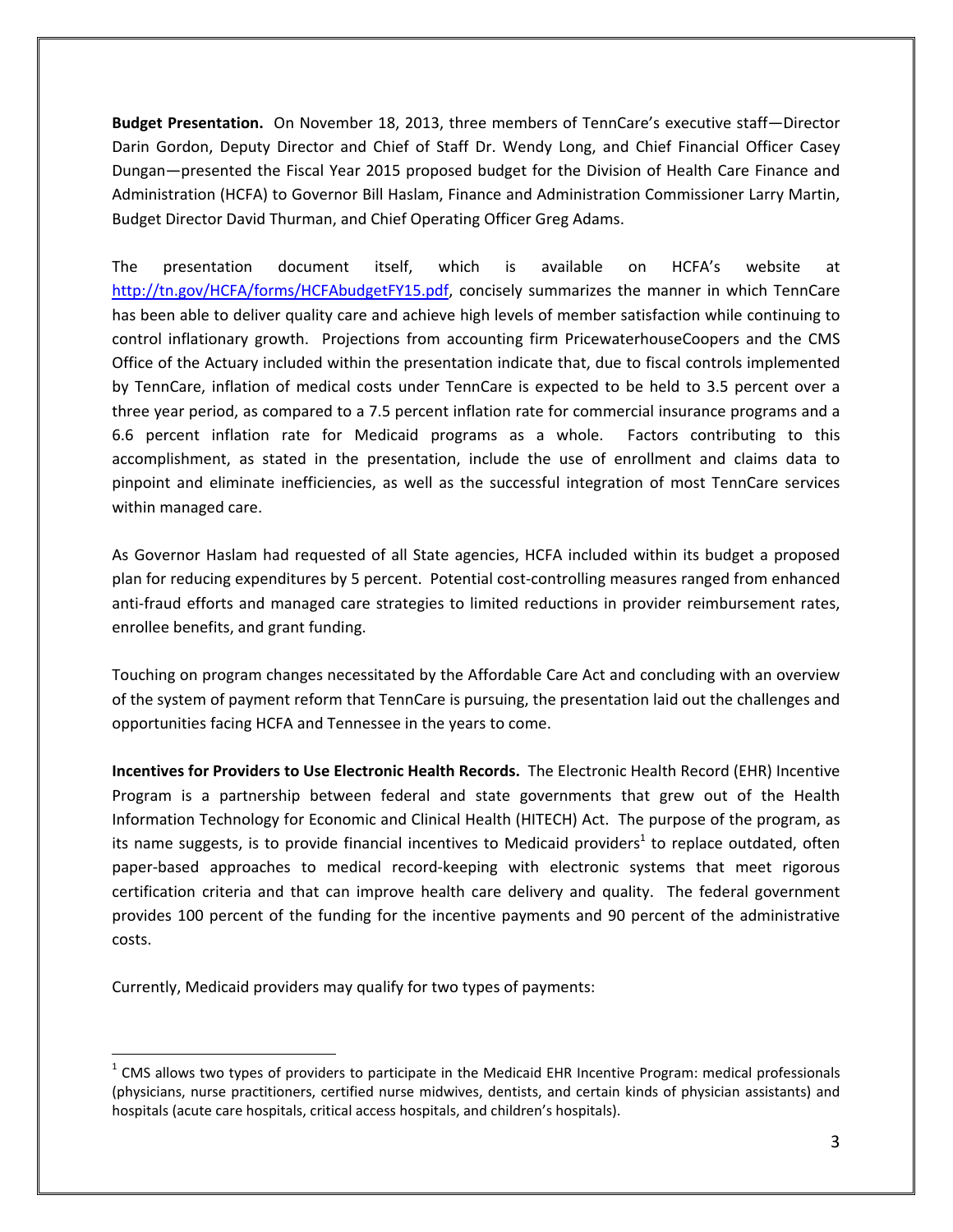**Budget Presentation.** On November 18, 2013, three members of TennCare's executive staff—Director Darin Gordon, Deputy Director and Chief of Staff Dr. Wendy Long, and Chief Financial Officer Casey Dungan—presented the Fiscal Year 2015 proposed budget for the Division of Health Care Finance and Administration (HCFA) to Governor Bill Haslam, Finance and Administration Commissioner Larry Martin, Budget Director David Thurman, and Chief Operating Officer Greg Adams.

The presentation document itself, which is available on HCFA's website at http://tn.gov/HCFA/forms/HCFAbudgetFY15.pdf, concisely summarizes the manner in which TennCare has been able to deliver quality care and achieve high levels of member satisfaction while continuing to control inflationary growth. Projections from accounting firm PricewaterhouseCoopers and the CMS Office of the Actuary included within the presentation indicate that, due to fiscal controls implemented by TennCare, inflation of medical costs under TennCare is expected to be held to 3.5 percent over a three year period, as compared to a 7.5 percent inflation rate for commercial insurance programs and a 6.6 percent inflation rate for Medicaid programs as a whole. Factors contributing to this accomplishment, as stated in the presentation, include the use of enrollment and claims data to pinpoint and eliminate inefficiencies, as well as the successful integration of most TennCare services within managed care.

As Governor Haslam had requested of all State agencies, HCFA included within its budget a proposed plan for reducing expenditures by 5 percent. Potential cost-controlling measures ranged from enhanced anti-fraud efforts and managed care strategies to limited reductions in provider reimbursement rates, enrollee benefits, and grant funding.

Touching on program changes necessitated by the Affordable Care Act and concluding with an overview of the system of payment reform that TennCare is pursuing, the presentation laid out the challenges and opportunities facing HCFA and Tennessee in the years to come.

**Incentives for Providers to Use Electronic Health Records.** The Electronic Health Record (EHR) Incentive Program is a partnership between federal and state governments that grew out of the Health Information Technology for Economic and Clinical Health (HITECH) Act. The purpose of the program, as its name suggests, is to provide financial incentives to Medicaid providers[1] to replace outdated, often paper-based approaches to medical record-keeping with electronic systems that meet rigorous certification criteria and that can improve health care delivery and quality. The federal government provides 100 percent of the funding for the incentive payments and 90 percent of the administrative costs.

Currently, Medicaid providers may qualify for two types of payments:

---

[1] CMS allows two types of providers to participate in the Medicaid EHR Incentive Program: medical professionals (physicians, nurse practitioners, certified nurse midwives, dentists, and certain kinds of physician assistants) and hospitals (acute care hospitals, critical access hospitals, and children's hospitals).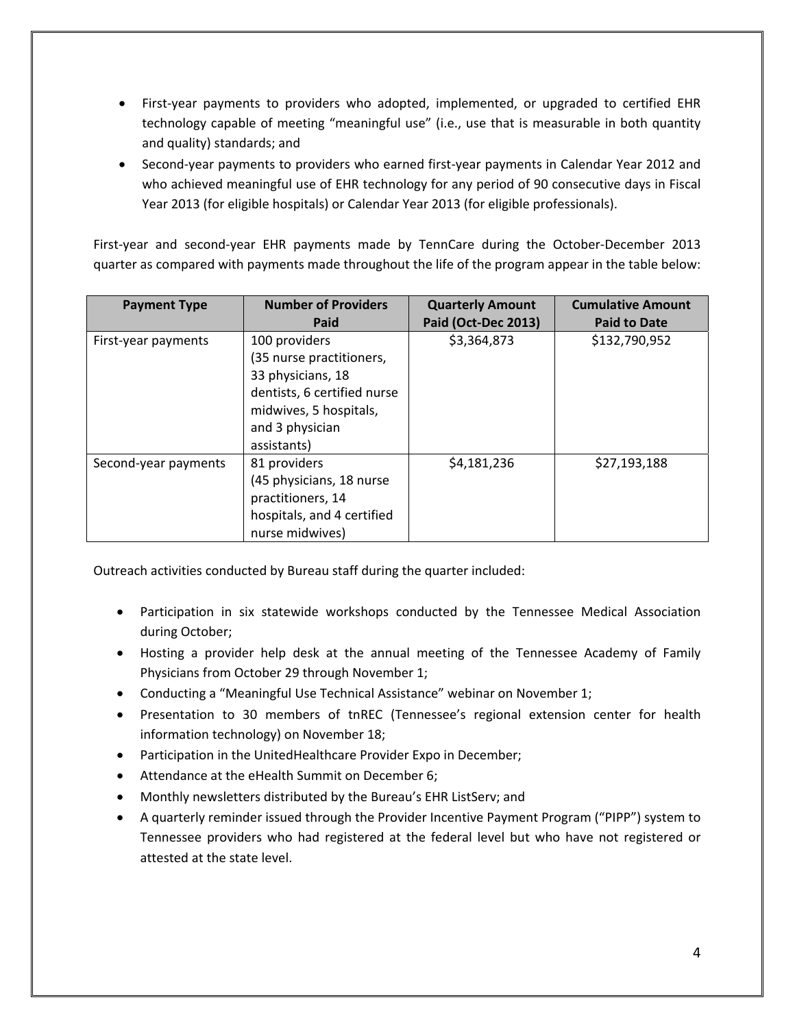- First-year payments to providers who adopted, implemented, or upgraded to certified EHR technology capable of meeting "meaningful use" (i.e., use that is measurable in both quantity and quality) standards; and
- Second-year payments to providers who earned first-year payments in Calendar Year 2012 and who achieved meaningful use of EHR technology for any period of 90 consecutive days in Fiscal Year 2013 (for eligible hospitals) or Calendar Year 2013 (for eligible professionals).

First-year and second-year EHR payments made by TennCare during the October-December 2013 quarter as compared with payments made throughout the life of the program appear in the table below:

| Payment Type | Number of Providers Paid | Quarterly Amount Paid (Oct-Dec 2013) | Cumulative Amount Paid to Date |
|---|---|---|---|
| First-year payments | 100 providers (35 nurse practitioners, 33 physicians, 18 dentists, 6 certified nurse midwives, 5 hospitals, and 3 physician assistants) | $3,364,873 | $132,790,952 |
| Second-year payments | 81 providers (45 physicians, 18 nurse practitioners, 14 hospitals, and 4 certified nurse midwives) | $4,181,236 | $27,193,188 |

Outreach activities conducted by Bureau staff during the quarter included:

- Participation in six statewide workshops conducted by the Tennessee Medical Association during October;
- Hosting a provider help desk at the annual meeting of the Tennessee Academy of Family Physicians from October 29 through November 1;
- Conducting a "Meaningful Use Technical Assistance" webinar on November 1;
- Presentation to 30 members of tnREC (Tennessee's regional extension center for health information technology) on November 18;
- Participation in the UnitedHealthcare Provider Expo in December;
- Attendance at the eHealth Summit on December 6;
- Monthly newsletters distributed by the Bureau's EHR ListServ; and
- A quarterly reminder issued through the Provider Incentive Payment Program ("PIPP") system to Tennessee providers who had registered at the federal level but who have not registered or attested at the state level.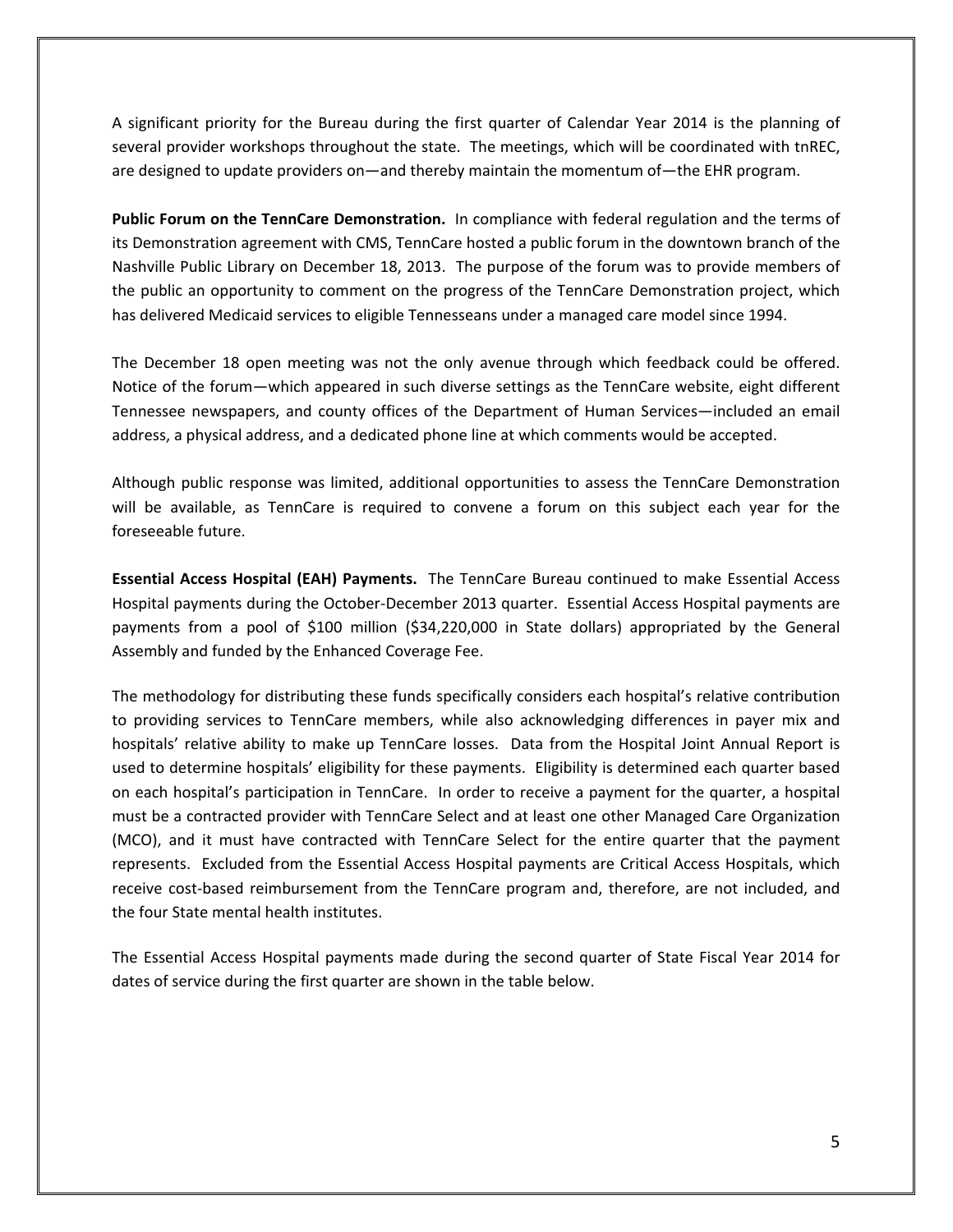A significant priority for the Bureau during the first quarter of Calendar Year 2014 is the planning of several provider workshops throughout the state. The meetings, which will be coordinated with tnREC, are designed to update providers on—and thereby maintain the momentum of—the EHR program.

**Public Forum on the TennCare Demonstration.** In compliance with federal regulation and the terms of its Demonstration agreement with CMS, TennCare hosted a public forum in the downtown branch of the Nashville Public Library on December 18, 2013. The purpose of the forum was to provide members of the public an opportunity to comment on the progress of the TennCare Demonstration project, which has delivered Medicaid services to eligible Tennesseans under a managed care model since 1994.

The December 18 open meeting was not the only avenue through which feedback could be offered. Notice of the forum—which appeared in such diverse settings as the TennCare website, eight different Tennessee newspapers, and county offices of the Department of Human Services—included an email address, a physical address, and a dedicated phone line at which comments would be accepted.

Although public response was limited, additional opportunities to assess the TennCare Demonstration will be available, as TennCare is required to convene a forum on this subject each year for the foreseeable future.

**Essential Access Hospital (EAH) Payments.** The TennCare Bureau continued to make Essential Access Hospital payments during the October-December 2013 quarter. Essential Access Hospital payments are payments from a pool of $100 million ($34,220,000 in State dollars) appropriated by the General Assembly and funded by the Enhanced Coverage Fee.

The methodology for distributing these funds specifically considers each hospital's relative contribution to providing services to TennCare members, while also acknowledging differences in payer mix and hospitals' relative ability to make up TennCare losses. Data from the Hospital Joint Annual Report is used to determine hospitals' eligibility for these payments. Eligibility is determined each quarter based on each hospital's participation in TennCare. In order to receive a payment for the quarter, a hospital must be a contracted provider with TennCare Select and at least one other Managed Care Organization (MCO), and it must have contracted with TennCare Select for the entire quarter that the payment represents. Excluded from the Essential Access Hospital payments are Critical Access Hospitals, which receive cost-based reimbursement from the TennCare program and, therefore, are not included, and the four State mental health institutes.

The Essential Access Hospital payments made during the second quarter of State Fiscal Year 2014 for dates of service during the first quarter are shown in the table below.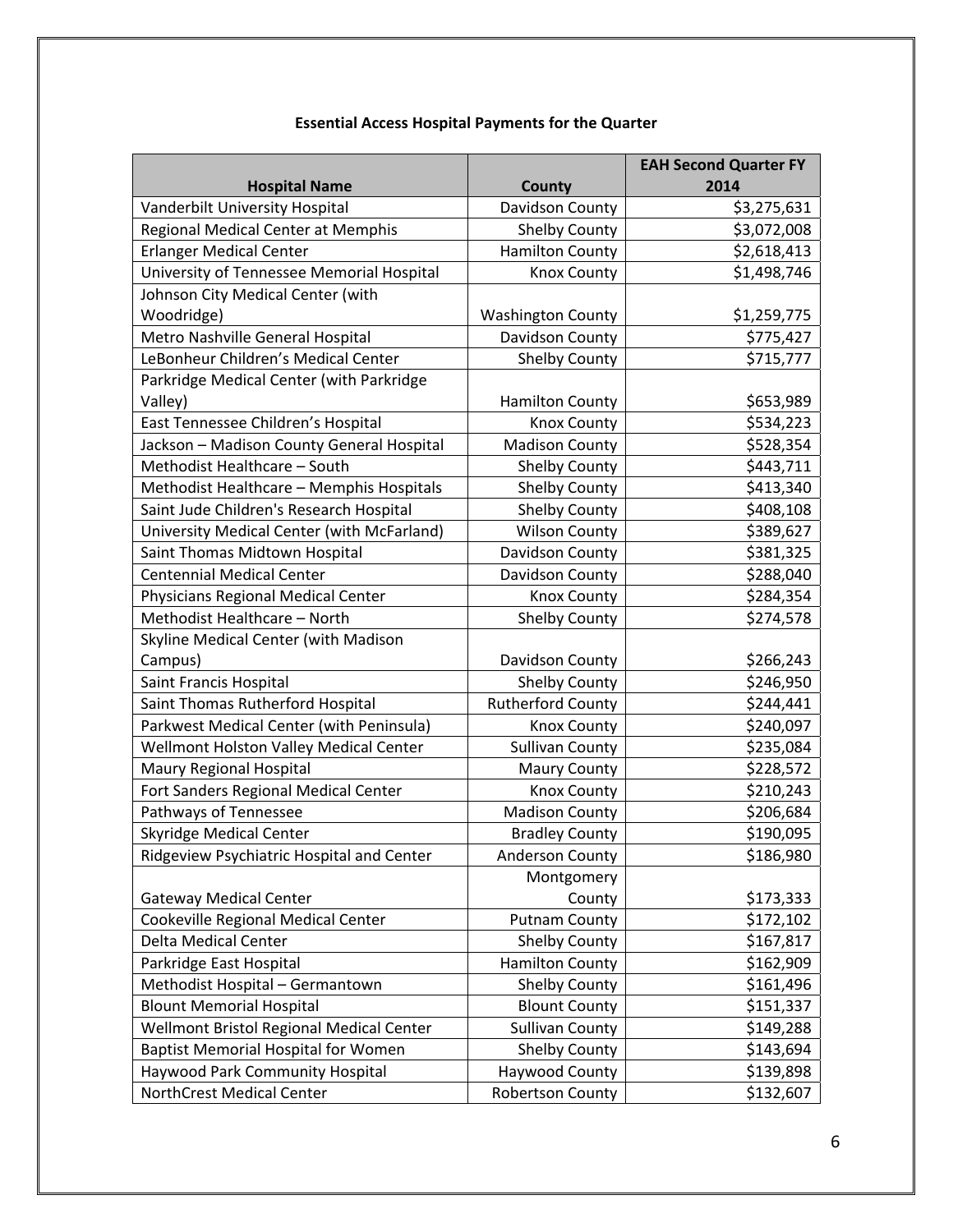**Essential Access Hospital Payments for the Quarter**

| Hospital Name | County | EAH Second Quarter FY 2014 |
|---|---|---|
| Vanderbilt University Hospital | Davidson County | $3,275,631 |
| Regional Medical Center at Memphis | Shelby County | $3,072,008 |
| Erlanger Medical Center | Hamilton County | $2,618,413 |
| University of Tennessee Memorial Hospital | Knox County | $1,498,746 |
| Johnson City Medical Center (with Woodridge) | Washington County | $1,259,775 |
| Metro Nashville General Hospital | Davidson County | $775,427 |
| LeBonheur Children's Medical Center | Shelby County | $715,777 |
| Parkridge Medical Center (with Parkridge Valley) | Hamilton County | $653,989 |
| East Tennessee Children's Hospital | Knox County | $534,223 |
| Jackson – Madison County General Hospital | Madison County | $528,354 |
| Methodist Healthcare – South | Shelby County | $443,711 |
| Methodist Healthcare – Memphis Hospitals | Shelby County | $413,340 |
| Saint Jude Children's Research Hospital | Shelby County | $408,108 |
| University Medical Center (with McFarland) | Wilson County | $389,627 |
| Saint Thomas Midtown Hospital | Davidson County | $381,325 |
| Centennial Medical Center | Davidson County | $288,040 |
| Physicians Regional Medical Center | Knox County | $284,354 |
| Methodist Healthcare – North | Shelby County | $274,578 |
| Skyline Medical Center (with Madison Campus) | Davidson County | $266,243 |
| Saint Francis Hospital | Shelby County | $246,950 |
| Saint Thomas Rutherford Hospital | Rutherford County | $244,441 |
| Parkwest Medical Center (with Peninsula) | Knox County | $240,097 |
| Wellmont Holston Valley Medical Center | Sullivan County | $235,084 |
| Maury Regional Hospital | Maury County | $228,572 |
| Fort Sanders Regional Medical Center | Knox County | $210,243 |
| Pathways of Tennessee | Madison County | $206,684 |
| Skyridge Medical Center | Bradley County | $190,095 |
| Ridgeview Psychiatric Hospital and Center | Anderson County | $186,980 |
| Gateway Medical Center | Montgomery County | $173,333 |
| Cookeville Regional Medical Center | Putnam County | $172,102 |
| Delta Medical Center | Shelby County | $167,817 |
| Parkridge East Hospital | Hamilton County | $162,909 |
| Methodist Hospital – Germantown | Shelby County | $161,496 |
| Blount Memorial Hospital | Blount County | $151,337 |
| Wellmont Bristol Regional Medical Center | Sullivan County | $149,288 |
| Baptist Memorial Hospital for Women | Shelby County | $143,694 |
| Haywood Park Community Hospital | Haywood County | $139,898 |
| NorthCrest Medical Center | Robertson County | $132,607 |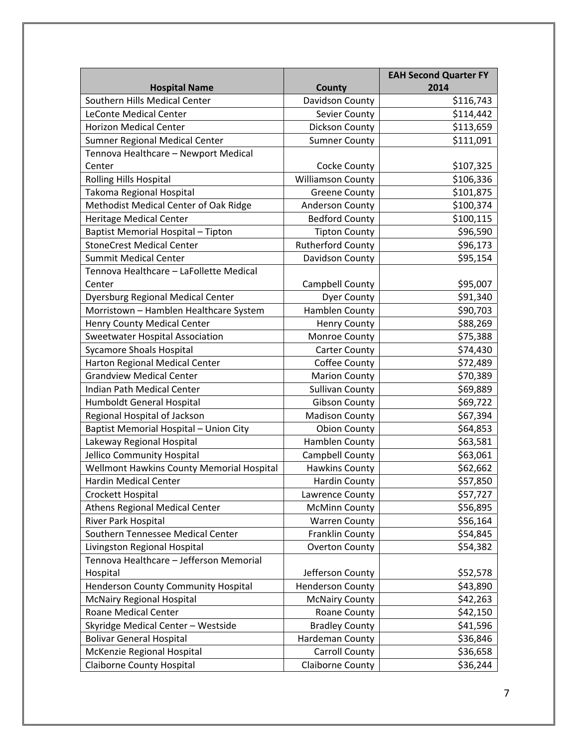| Hospital Name | County | EAH Second Quarter FY 2014 |
|---|---|---|
| Southern Hills Medical Center | Davidson County | $116,743 |
| LeConte Medical Center | Sevier County | $114,442 |
| Horizon Medical Center | Dickson County | $113,659 |
| Sumner Regional Medical Center | Sumner County | $111,091 |
| Tennova Healthcare – Newport Medical Center | Cocke County | $107,325 |
| Rolling Hills Hospital | Williamson County | $106,336 |
| Takoma Regional Hospital | Greene County | $101,875 |
| Methodist Medical Center of Oak Ridge | Anderson County | $100,374 |
| Heritage Medical Center | Bedford County | $100,115 |
| Baptist Memorial Hospital – Tipton | Tipton County | $96,590 |
| StoneCrest Medical Center | Rutherford County | $96,173 |
| Summit Medical Center | Davidson County | $95,154 |
| Tennova Healthcare – LaFollette Medical Center | Campbell County | $95,007 |
| Dyersburg Regional Medical Center | Dyer County | $91,340 |
| Morristown – Hamblen Healthcare System | Hamblen County | $90,703 |
| Henry County Medical Center | Henry County | $88,269 |
| Sweetwater Hospital Association | Monroe County | $75,388 |
| Sycamore Shoals Hospital | Carter County | $74,430 |
| Harton Regional Medical Center | Coffee County | $72,489 |
| Grandview Medical Center | Marion County | $70,389 |
| Indian Path Medical Center | Sullivan County | $69,889 |
| Humboldt General Hospital | Gibson County | $69,722 |
| Regional Hospital of Jackson | Madison County | $67,394 |
| Baptist Memorial Hospital – Union City | Obion County | $64,853 |
| Lakeway Regional Hospital | Hamblen County | $63,581 |
| Jellico Community Hospital | Campbell County | $63,061 |
| Wellmont Hawkins County Memorial Hospital | Hawkins County | $62,662 |
| Hardin Medical Center | Hardin County | $57,850 |
| Crockett Hospital | Lawrence County | $57,727 |
| Athens Regional Medical Center | McMinn County | $56,895 |
| River Park Hospital | Warren County | $56,164 |
| Southern Tennessee Medical Center | Franklin County | $54,845 |
| Livingston Regional Hospital | Overton County | $54,382 |
| Tennova Healthcare – Jefferson Memorial Hospital | Jefferson County | $52,578 |
| Henderson County Community Hospital | Henderson County | $43,890 |
| McNairy Regional Hospital | McNairy County | $42,263 |
| Roane Medical Center | Roane County | $42,150 |
| Skyridge Medical Center – Westside | Bradley County | $41,596 |
| Bolivar General Hospital | Hardeman County | $36,846 |
| McKenzie Regional Hospital | Carroll County | $36,658 |
| Claiborne County Hospital | Claiborne County | $36,244 |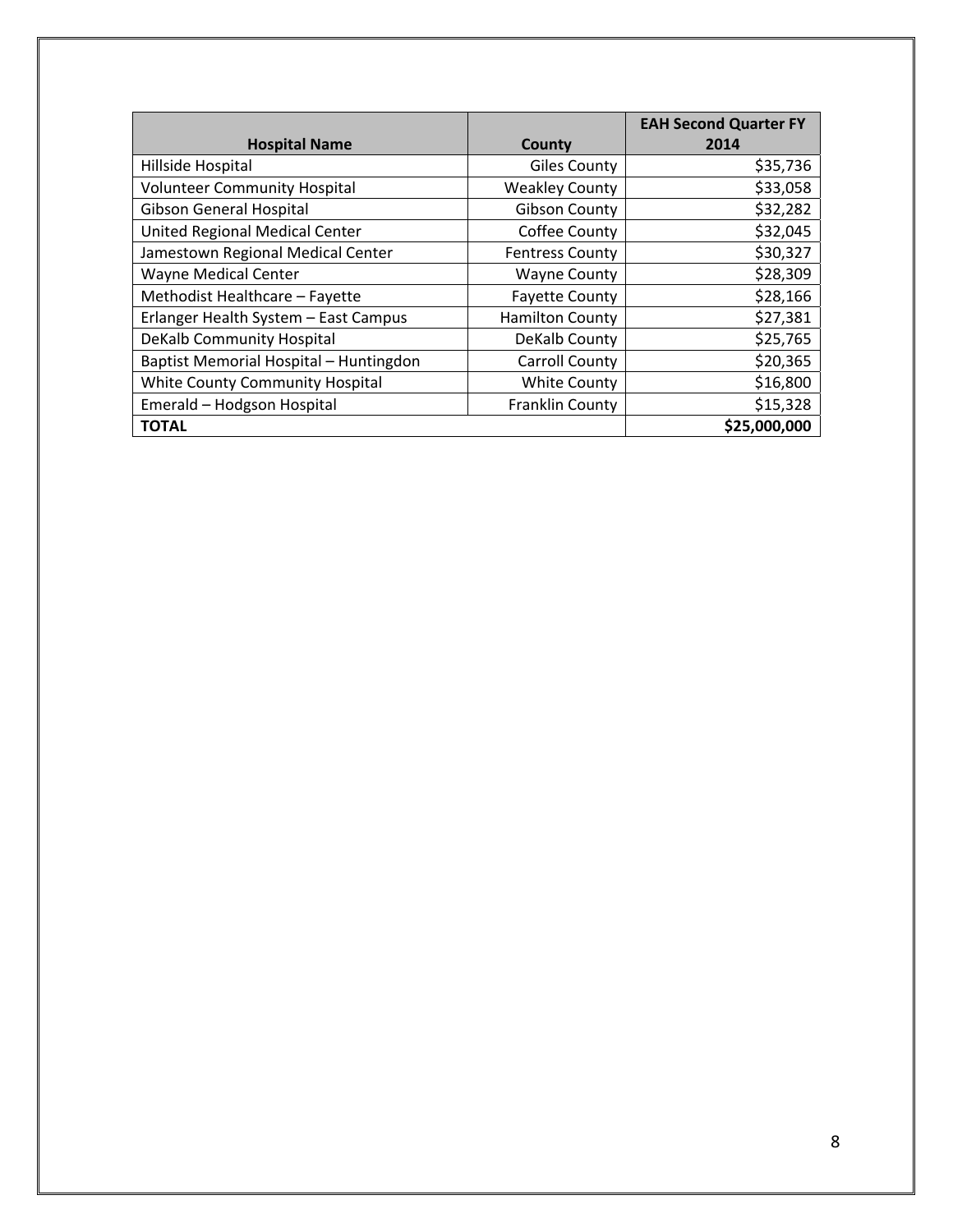| Hospital Name | County | EAH Second Quarter FY 2014 |
| --- | --- | --- |
| Hillside Hospital | Giles County | $35,736 |
| Volunteer Community Hospital | Weakley County | $33,058 |
| Gibson General Hospital | Gibson County | $32,282 |
| United Regional Medical Center | Coffee County | $32,045 |
| Jamestown Regional Medical Center | Fentress County | $30,327 |
| Wayne Medical Center | Wayne County | $28,309 |
| Methodist Healthcare – Fayette | Fayette County | $28,166 |
| Erlanger Health System – East Campus | Hamilton County | $27,381 |
| DeKalb Community Hospital | DeKalb County | $25,765 |
| Baptist Memorial Hospital – Huntingdon | Carroll County | $20,365 |
| White County Community Hospital | White County | $16,800 |
| Emerald – Hodgson Hospital | Franklin County | $15,328 |
| **TOTAL** | | **$25,000,000** |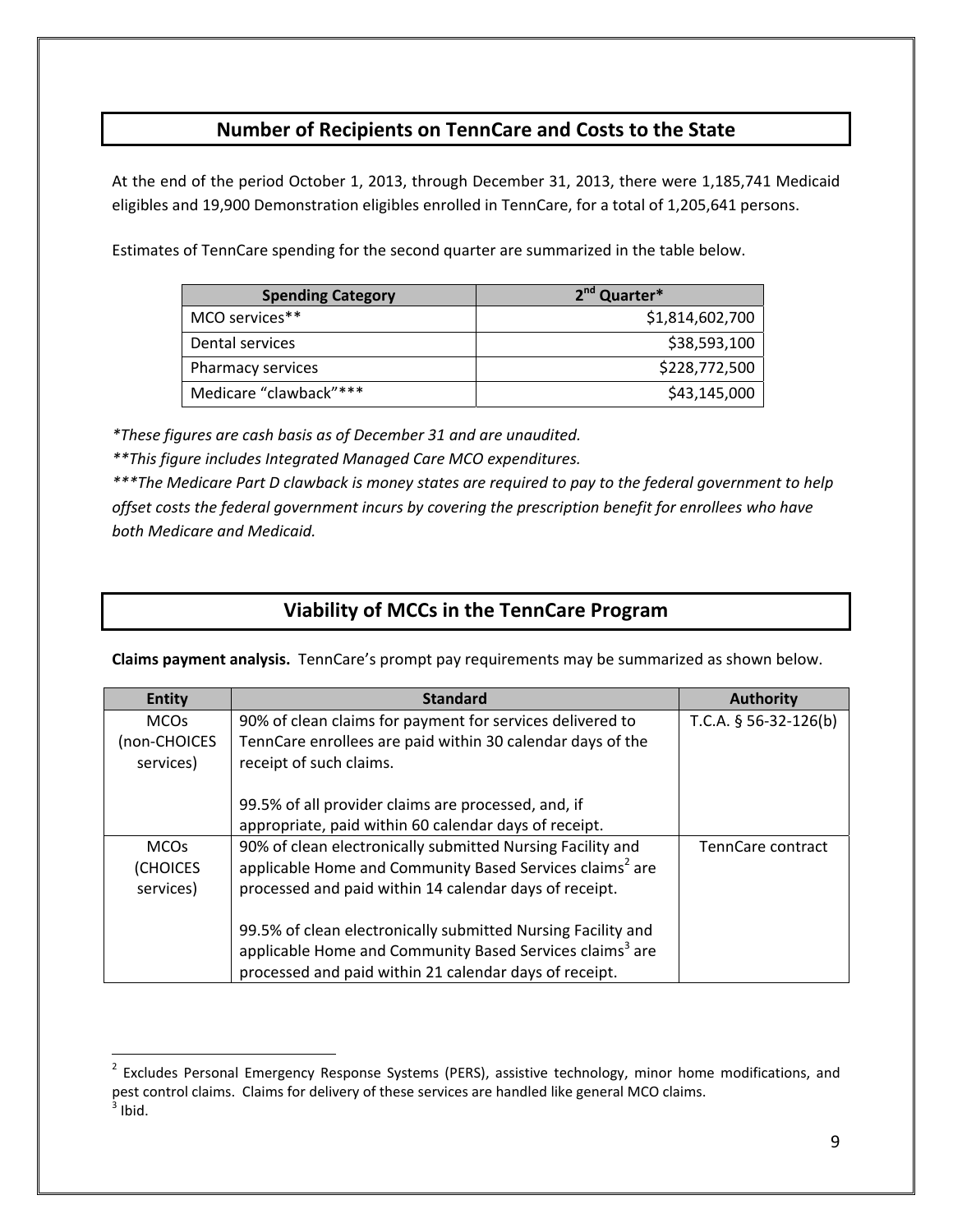## Number of Recipients on TennCare and Costs to the State

At the end of the period October 1, 2013, through December 31, 2013, there were 1,185,741 Medicaid eligibles and 19,900 Demonstration eligibles enrolled in TennCare, for a total of 1,205,641 persons.

Estimates of TennCare spending for the second quarter are summarized in the table below.

| Spending Category | 2nd Quarter* |
|---|---:|
| MCO services** | $1,814,602,700 |
| Dental services | $38,593,100 |
| Pharmacy services | $228,772,500 |
| Medicare "clawback"*** | $43,145,000 |

*\*These figures are cash basis as of December 31 and are unaudited.*

*\*\*This figure includes Integrated Managed Care MCO expenditures.*

*\*\*\*The Medicare Part D clawback is money states are required to pay to the federal government to help offset costs the federal government incurs by covering the prescription benefit for enrollees who have both Medicare and Medicaid.*

## Viability of MCCs in the TennCare Program

**Claims payment analysis.** TennCare's prompt pay requirements may be summarized as shown below.

| Entity | Standard | Authority |
|---|---|---|
| MCOs (non-CHOICES services) | 90% of clean claims for payment for services delivered to TennCare enrollees are paid within 30 calendar days of the receipt of such claims.<br><br>99.5% of all provider claims are processed, and, if appropriate, paid within 60 calendar days of receipt. | T.C.A. § 56-32-126(b) |
| MCOs (CHOICES services) | 90% of clean electronically submitted Nursing Facility and applicable Home and Community Based Services claims[2] are processed and paid within 14 calendar days of receipt.<br><br>99.5% of clean electronically submitted Nursing Facility and applicable Home and Community Based Services claims[3] are processed and paid within 21 calendar days of receipt. | TennCare contract |

[2] Excludes Personal Emergency Response Systems (PERS), assistive technology, minor home modifications, and pest control claims. Claims for delivery of these services are handled like general MCO claims.

[3] Ibid.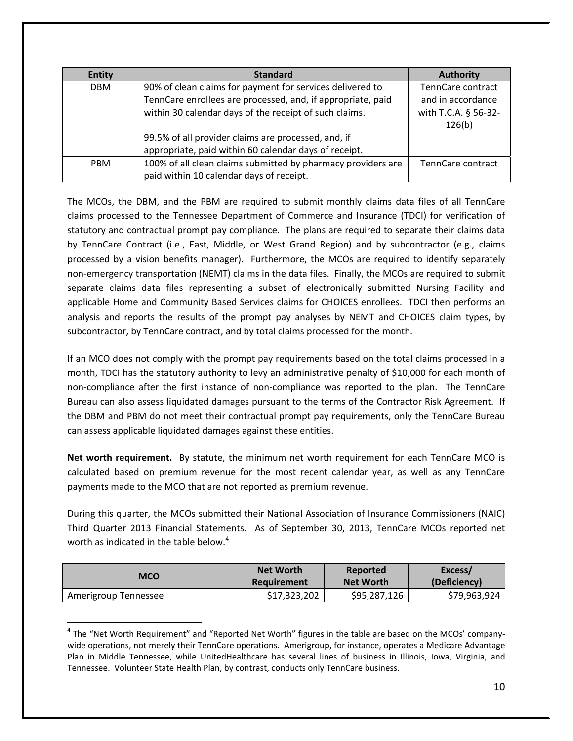| Entity | Standard | Authority |
|---|---|---|
| DBM | 90% of clean claims for payment for services delivered to TennCare enrollees are processed, and, if appropriate, paid within 30 calendar days of the receipt of such claims.<br><br>99.5% of all provider claims are processed, and, if appropriate, paid within 60 calendar days of receipt. | TennCare contract and in accordance with T.C.A. § 56-32-126(b) |
| PBM | 100% of all clean claims submitted by pharmacy providers are paid within 10 calendar days of receipt. | TennCare contract |

The MCOs, the DBM, and the PBM are required to submit monthly claims data files of all TennCare claims processed to the Tennessee Department of Commerce and Insurance (TDCI) for verification of statutory and contractual prompt pay compliance. The plans are required to separate their claims data by TennCare Contract (i.e., East, Middle, or West Grand Region) and by subcontractor (e.g., claims processed by a vision benefits manager). Furthermore, the MCOs are required to identify separately non-emergency transportation (NEMT) claims in the data files. Finally, the MCOs are required to submit separate claims data files representing a subset of electronically submitted Nursing Facility and applicable Home and Community Based Services claims for CHOICES enrollees. TDCI then performs an analysis and reports the results of the prompt pay analyses by NEMT and CHOICES claim types, by subcontractor, by TennCare contract, and by total claims processed for the month.

If an MCO does not comply with the prompt pay requirements based on the total claims processed in a month, TDCI has the statutory authority to levy an administrative penalty of $10,000 for each month of non-compliance after the first instance of non-compliance was reported to the plan. The TennCare Bureau can also assess liquidated damages pursuant to the terms of the Contractor Risk Agreement. If the DBM and PBM do not meet their contractual prompt pay requirements, only the TennCare Bureau can assess applicable liquidated damages against these entities.

**Net worth requirement.** By statute, the minimum net worth requirement for each TennCare MCO is calculated based on premium revenue for the most recent calendar year, as well as any TennCare payments made to the MCO that are not reported as premium revenue.

During this quarter, the MCOs submitted their National Association of Insurance Commissioners (NAIC) Third Quarter 2013 Financial Statements. As of September 30, 2013, TennCare MCOs reported net worth as indicated in the table below.[4]

| MCO | Net Worth Requirement | Reported Net Worth | Excess/ (Deficiency) |
|---|---|---|---|
| Amerigroup Tennessee | $17,323,202 | $95,287,126 | $79,963,924 |

[4] The "Net Worth Requirement" and "Reported Net Worth" figures in the table are based on the MCOs' company-wide operations, not merely their TennCare operations. Amerigroup, for instance, operates a Medicare Advantage Plan in Middle Tennessee, while UnitedHealthcare has several lines of business in Illinois, Iowa, Virginia, and Tennessee. Volunteer State Health Plan, by contrast, conducts only TennCare business.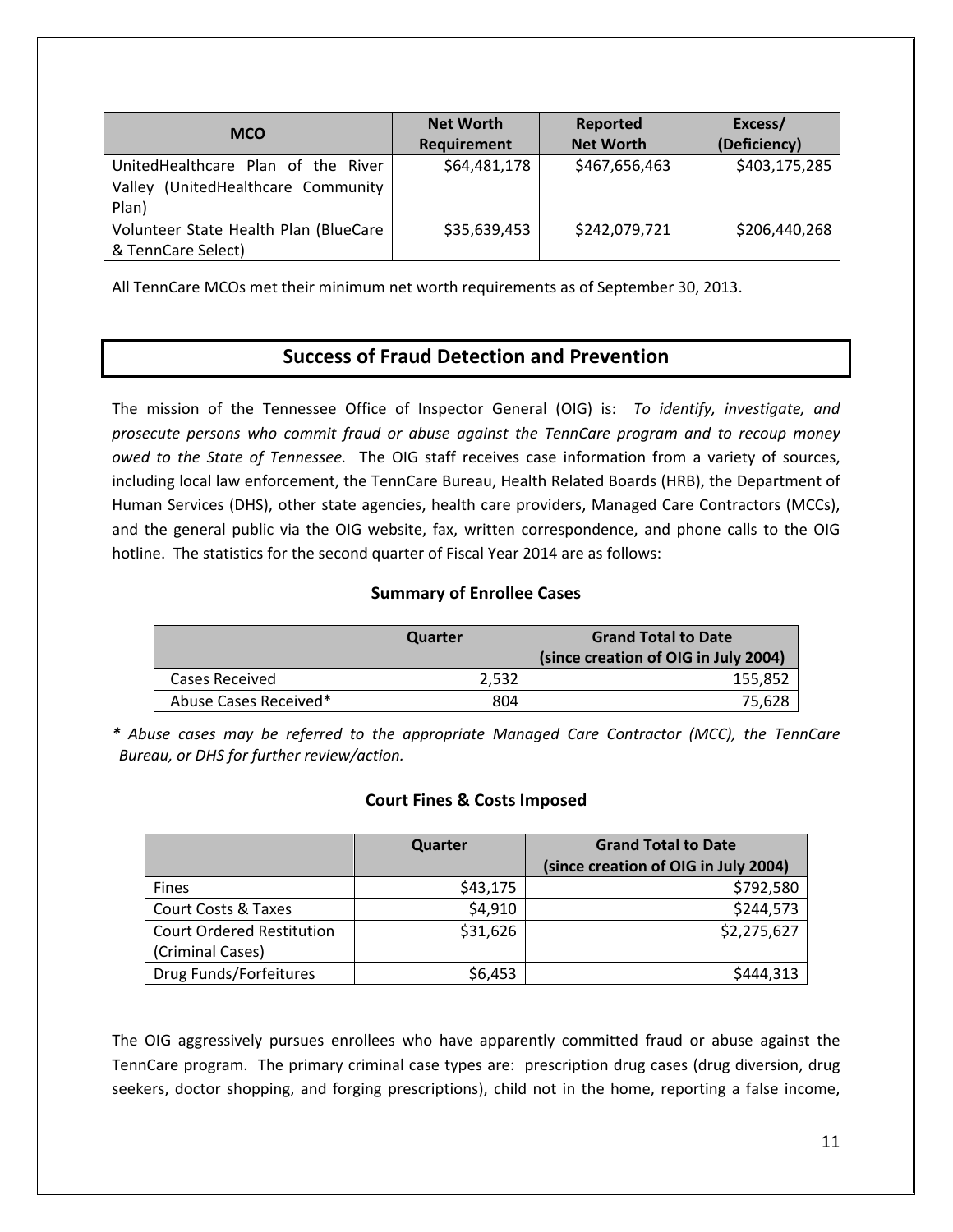| MCO | Net Worth Requirement | Reported Net Worth | Excess/ (Deficiency) |
|---|---|---|---|
| UnitedHealthcare Plan of the River Valley (UnitedHealthcare Community Plan) | $64,481,178 | $467,656,463 | $403,175,285 |
| Volunteer State Health Plan (BlueCare & TennCare Select) | $35,639,453 | $242,079,721 | $206,440,268 |

All TennCare MCOs met their minimum net worth requirements as of September 30, 2013.

## Success of Fraud Detection and Prevention

The mission of the Tennessee Office of Inspector General (OIG) is: *To identify, investigate, and prosecute persons who commit fraud or abuse against the TennCare program and to recoup money owed to the State of Tennessee.* The OIG staff receives case information from a variety of sources, including local law enforcement, the TennCare Bureau, Health Related Boards (HRB), the Department of Human Services (DHS), other state agencies, health care providers, Managed Care Contractors (MCCs), and the general public via the OIG website, fax, written correspondence, and phone calls to the OIG hotline. The statistics for the second quarter of Fiscal Year 2014 are as follows:

### Summary of Enrollee Cases

| | Quarter | Grand Total to Date (since creation of OIG in July 2004) |
|---|---|---|
| Cases Received | 2,532 | 155,852 |
| Abuse Cases Received* | 804 | 75,628 |

*\* Abuse cases may be referred to the appropriate Managed Care Contractor (MCC), the TennCare Bureau, or DHS for further review/action.*

### Court Fines & Costs Imposed

| | Quarter | Grand Total to Date (since creation of OIG in July 2004) |
|---|---|---|
| Fines | $43,175 | $792,580 |
| Court Costs & Taxes | $4,910 | $244,573 |
| Court Ordered Restitution (Criminal Cases) | $31,626 | $2,275,627 |
| Drug Funds/Forfeitures | $6,453 | $444,313 |

The OIG aggressively pursues enrollees who have apparently committed fraud or abuse against the TennCare program. The primary criminal case types are: prescription drug cases (drug diversion, drug seekers, doctor shopping, and forging prescriptions), child not in the home, reporting a false income,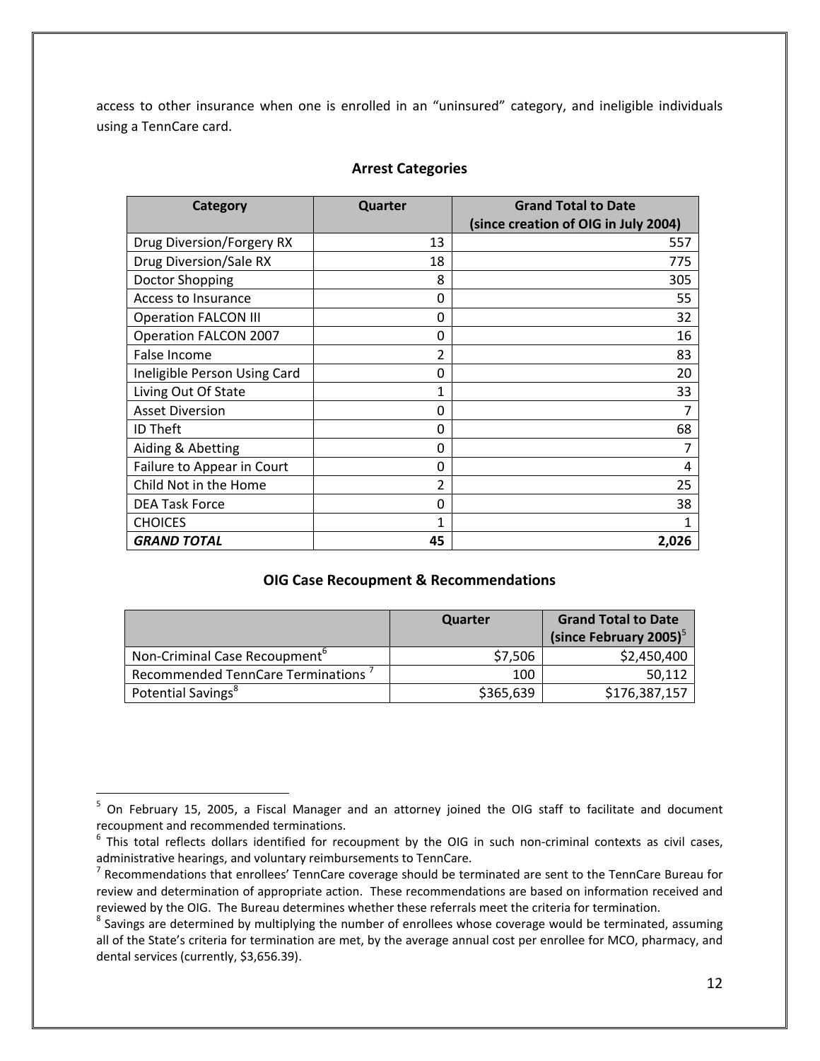access to other insurance when one is enrolled in an "uninsured" category, and ineligible individuals using a TennCare card.

### Arrest Categories

| Category | Quarter | Grand Total to Date (since creation of OIG in July 2004) |
|---|---|---|
| Drug Diversion/Forgery RX | 13 | 557 |
| Drug Diversion/Sale RX | 18 | 775 |
| Doctor Shopping | 8 | 305 |
| Access to Insurance | 0 | 55 |
| Operation FALCON III | 0 | 32 |
| Operation FALCON 2007 | 0 | 16 |
| False Income | 2 | 83 |
| Ineligible Person Using Card | 0 | 20 |
| Living Out Of State | 1 | 33 |
| Asset Diversion | 0 | 7 |
| ID Theft | 0 | 68 |
| Aiding & Abetting | 0 | 7 |
| Failure to Appear in Court | 0 | 4 |
| Child Not in the Home | 2 | 25 |
| DEA Task Force | 0 | 38 |
| CHOICES | 1 | 1 |
| ***GRAND TOTAL*** | **45** | **2,026** |

### OIG Case Recoupment & Recommendations

| | Quarter | Grand Total to Date (since February 2005)[5] |
|---|---|---|
| Non-Criminal Case Recoupment[6] | $7,506 | $2,450,400 |
| Recommended TennCare Terminations [7] | 100 | 50,112 |
| Potential Savings[8] | $365,639 | $176,387,157 |

---

[5] On February 15, 2005, a Fiscal Manager and an attorney joined the OIG staff to facilitate and document recoupment and recommended terminations.

[6] This total reflects dollars identified for recoupment by the OIG in such non-criminal contexts as civil cases, administrative hearings, and voluntary reimbursements to TennCare.

[7] Recommendations that enrollees' TennCare coverage should be terminated are sent to the TennCare Bureau for review and determination of appropriate action. These recommendations are based on information received and reviewed by the OIG. The Bureau determines whether these referrals meet the criteria for termination.

[8] Savings are determined by multiplying the number of enrollees whose coverage would be terminated, assuming all of the State's criteria for termination are met, by the average annual cost per enrollee for MCO, pharmacy, and dental services (currently, $3,656.39).